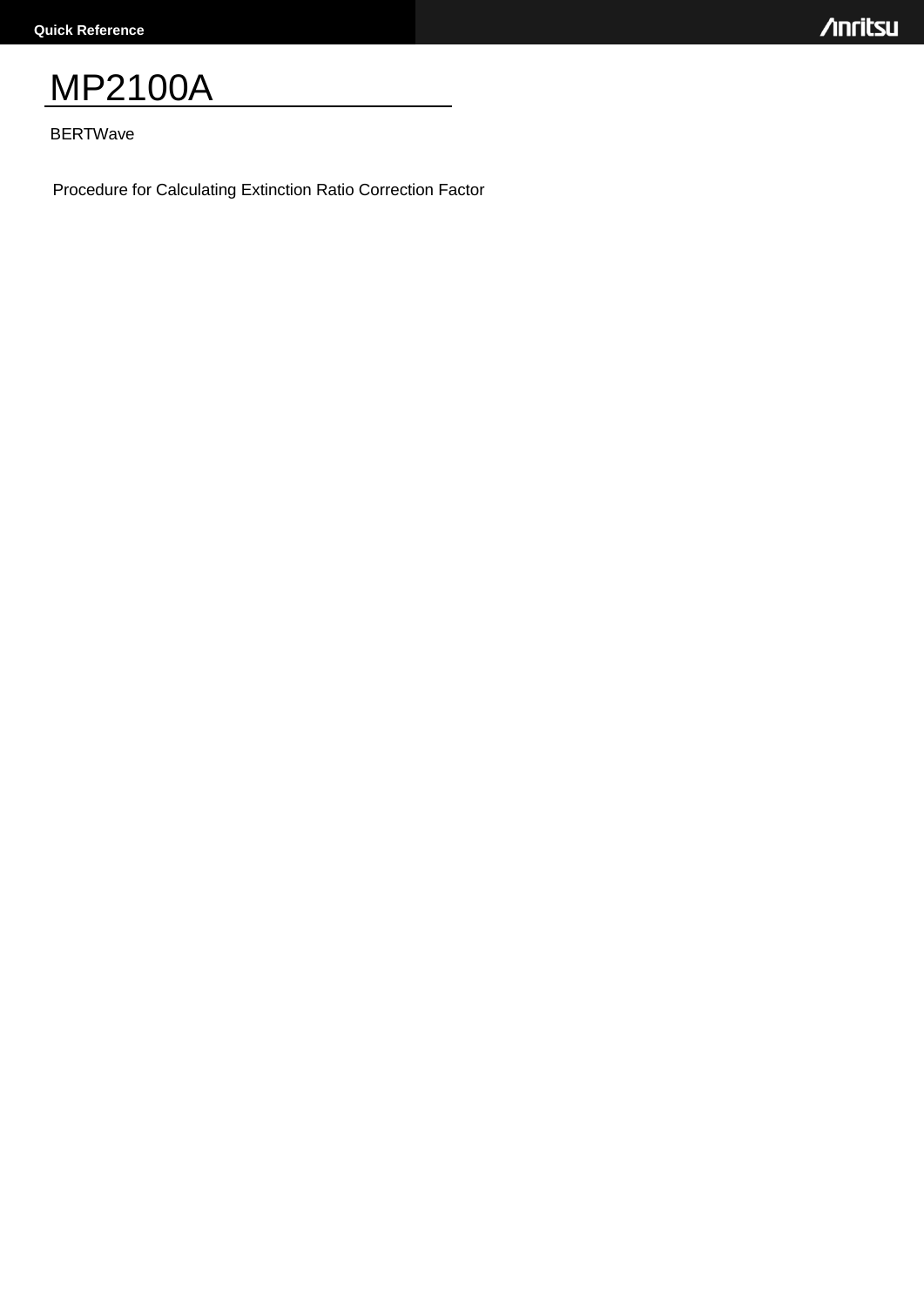# MP2100A

BERTWave

Procedure for Calculating Extinction Ratio Correction Factor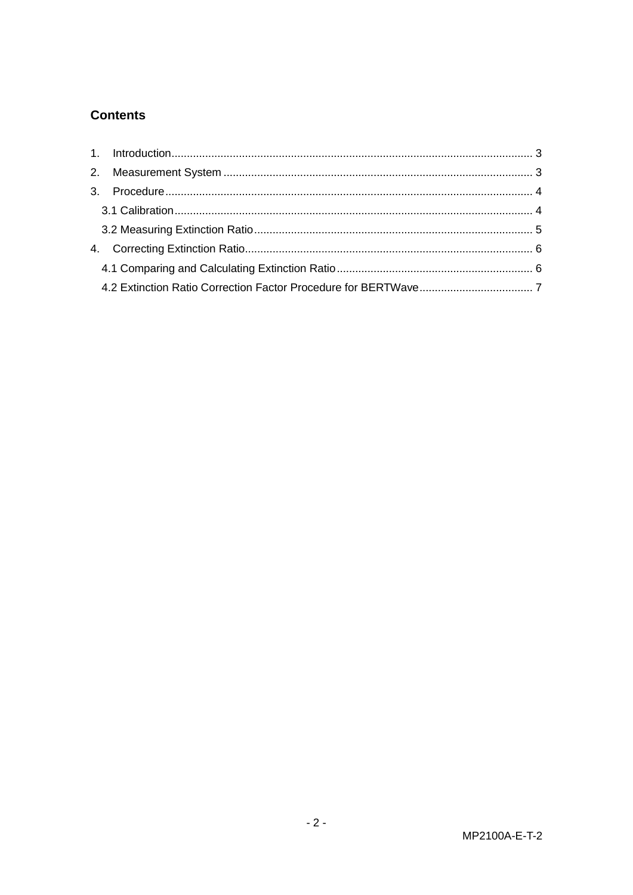## Contents

1. Introduction ........................................................................................................ 3
2. Measurement System ........................................................................................ 3
3. Procedure ........................................................................................................ 4
    - 3.1 Calibration ................................................................................................ 4
    - 3.2 Measuring Extinction Ratio ........................................................................ 5
4. Correcting Extinction Ratio ................................................................................ 6
    - 4.1 Comparing and Calculating Extinction Ratio .............................................. 6
    - 4.2 Extinction Ratio Correction Factor Procedure for BERTWave ..................... 7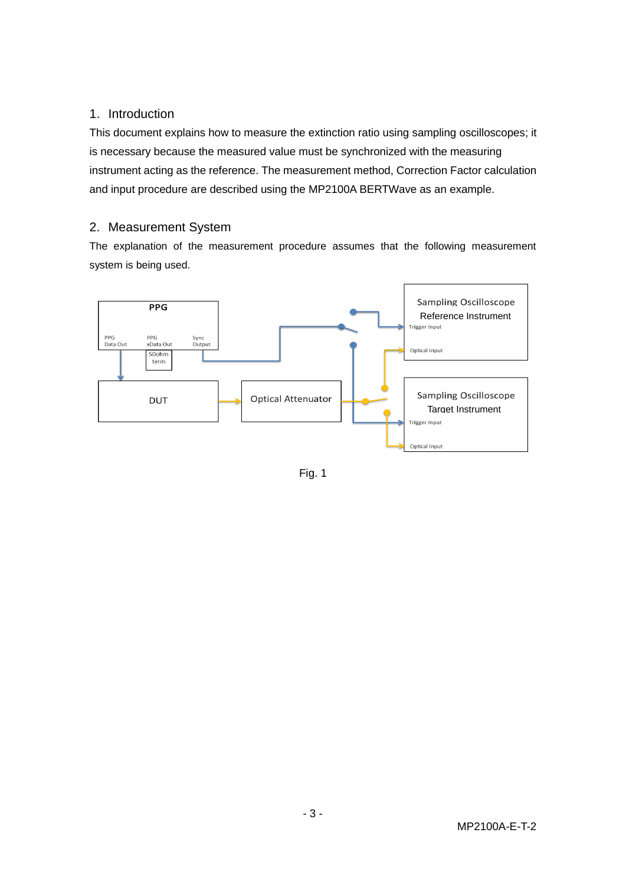## 1. Introduction

This document explains how to measure the extinction ratio using sampling oscilloscopes; it is necessary because the measured value must be synchronized with the measuring instrument acting as the reference. The measurement method, Correction Factor calculation and input procedure are described using the MP2100A BERTWave as an example.

## 2. Measurement System

The explanation of the measurement procedure assumes that the following measurement system is being used.

PPG

PPG Data Out

PPG xData Out

50ohm term

Sync Output

DUT

Optical Attenuator

Sampling Oscilloscope Reference Instrument

Trigger Input

Optical Input

Sampling Oscilloscope Target Instrument

Trigger Input

Optical Input

Fig. 1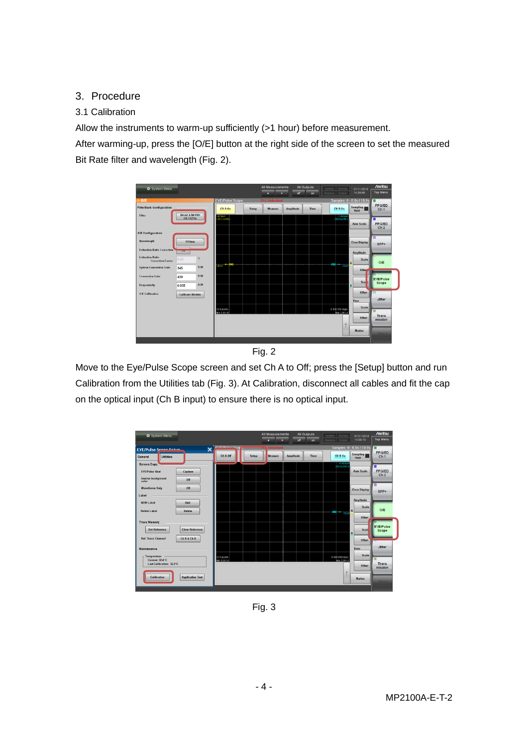## 3. Procedure

### 3.1 Calibration

Allow the instruments to warm-up sufficiently (>1 hour) before measurement.

After warming-up, press the [O/E] button at the right side of the screen to set the measured Bit Rate filter and wavelength (Fig. 2).

Fig. 2

Move to the Eye/Pulse Scope screen and set Ch A to Off; press the [Setup] button and run Calibration from the Utilities tab (Fig. 3). At Calibration, disconnect all cables and fit the cap on the optical input (Ch B input) to ensure there is no optical input.

Fig. 3

MP2100A-E-T-2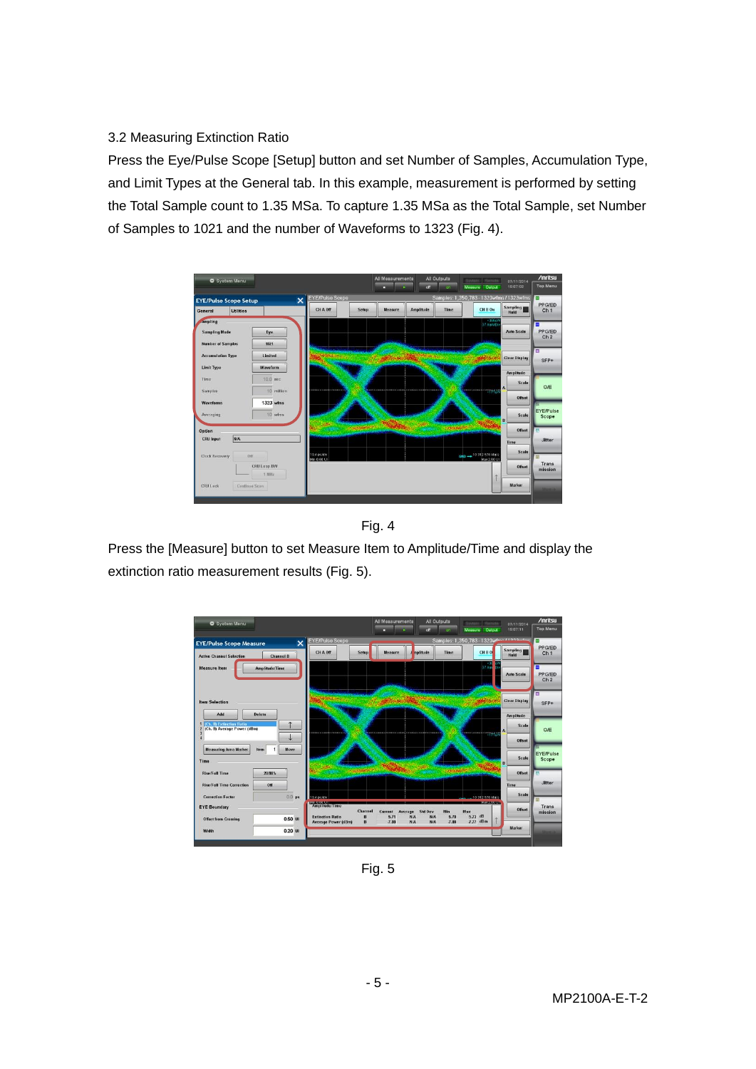## 3.2 Measuring Extinction Ratio

Press the Eye/Pulse Scope [Setup] button and set Number of Samples, Accumulation Type, and Limit Types at the General tab. In this example, measurement is performed by setting the Total Sample count to 1.35 MSa. To capture 1.35 MSa as the Total Sample, set Number of Samples to 1021 and the number of Waveforms to 1323 (Fig. 4).

Fig. 4

Press the [Measure] button to set Measure Item to Amplitude/Time and display the extinction ratio measurement results (Fig. 5).

Fig. 5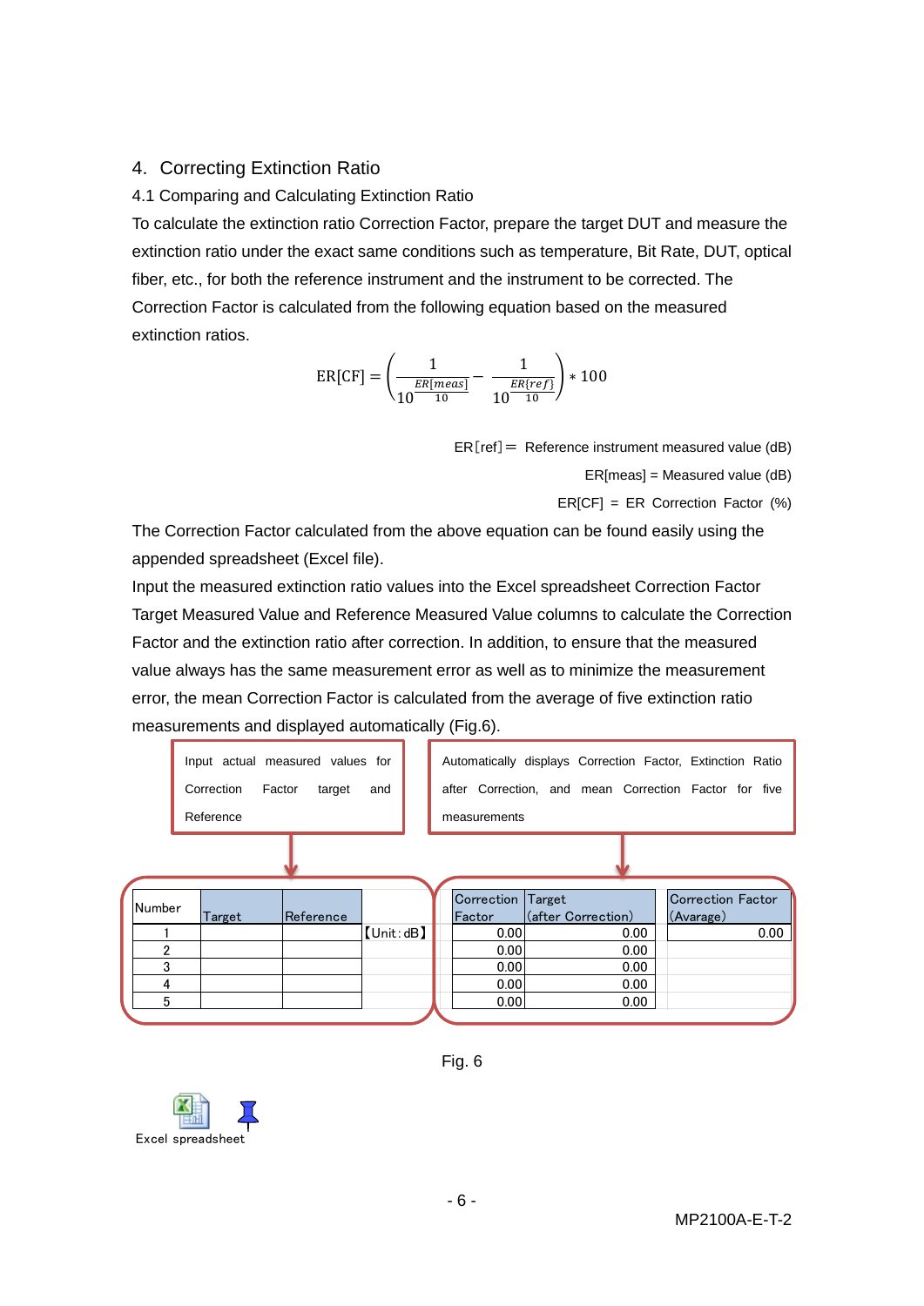## 4. Correcting Extinction Ratio

### 4.1 Comparing and Calculating Extinction Ratio

To calculate the extinction ratio Correction Factor, prepare the target DUT and measure the extinction ratio under the exact same conditions such as temperature, Bit Rate, DUT, optical fiber, etc., for both the reference instrument and the instrument to be corrected. The Correction Factor is calculated from the following equation based on the measured extinction ratios.

$$\mathrm{ER[CF]} = \left( \frac{1}{10^{\frac{ER[meas]}{10}}} - \frac{1}{10^{\frac{ER\{ref\}}{10}}} \right) * 100$$

ER[ref] = Reference instrument measured value (dB)

ER[meas] = Measured value (dB)

ER[CF] = ER Correction Factor (%)

The Correction Factor calculated from the above equation can be found easily using the appended spreadsheet (Excel file).

Input the measured extinction ratio values into the Excel spreadsheet Correction Factor Target Measured Value and Reference Measured Value columns to calculate the Correction Factor and the extinction ratio after correction. In addition, to ensure that the measured value always has the same measurement error as well as to minimize the measurement error, the mean Correction Factor is calculated from the average of five extinction ratio measurements and displayed automatically (Fig.6).

Input actual measured values for Correction Factor target and Reference

Automatically displays Correction Factor, Extinction Ratio after Correction, and mean Correction Factor for five measurements

| Number | Target | Reference | | Correction Factor | Target (after Correction) | | Correction Factor (Avarage) |
|---|---|---|---|---|---|---|---|
| 1 | | | 【Unit:dB】 | 0.00 | 0.00 | | 0.00 |
| 2 | | | | 0.00 | 0.00 | | |
| 3 | | | | 0.00 | 0.00 | | |
| 4 | | | | 0.00 | 0.00 | | |
| 5 | | | | 0.00 | 0.00 | | |

Fig. 6

Excel spreadsheet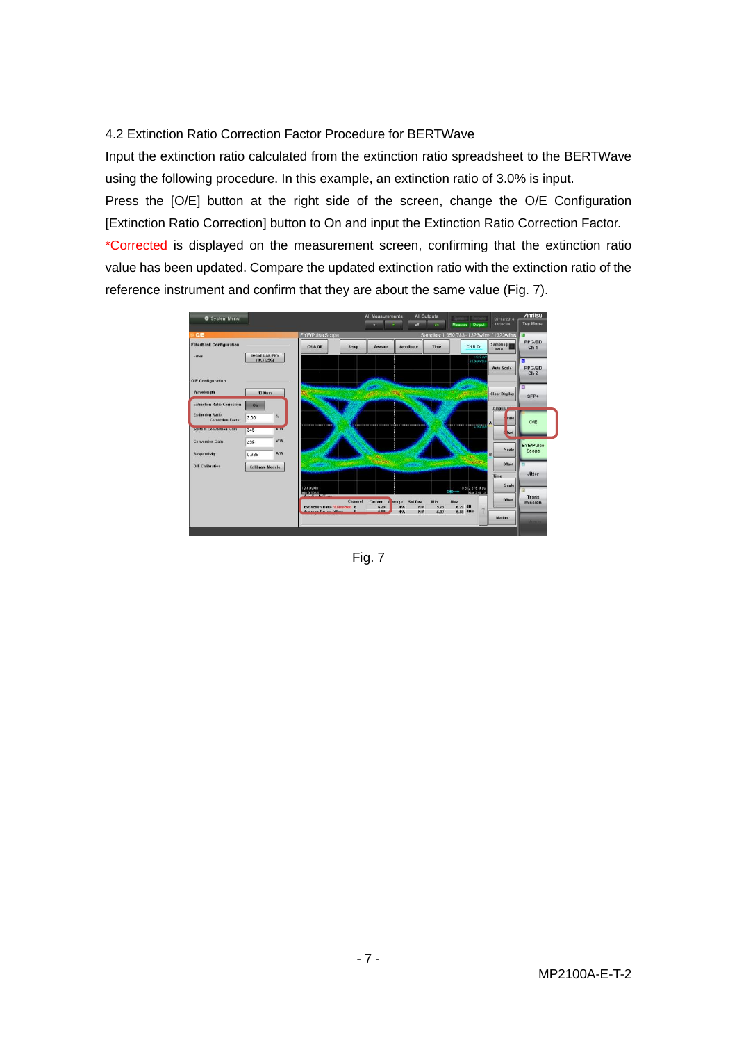## 4.2 Extinction Ratio Correction Factor Procedure for BERTWave

Input the extinction ratio calculated from the extinction ratio spreadsheet to the BERTWave using the following procedure. In this example, an extinction ratio of 3.0% is input.

Press the [O/E] button at the right side of the screen, change the O/E Configuration [Extinction Ratio Correction] button to On and input the Extinction Ratio Correction Factor.

*Corrected is displayed on the measurement screen, confirming that the extinction ratio value has been updated. Compare the updated extinction ratio with the extinction ratio of the reference instrument and confirm that they are about the same value (Fig. 7).

Fig. 7

MP2100A-E-T-2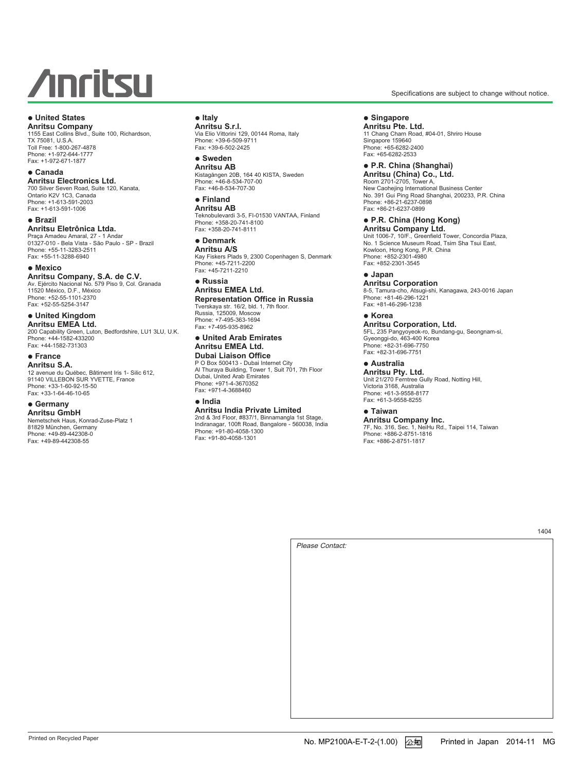# Anritsu

Specifications are subject to change without notice.

- **United States**

**Anritsu Company**
1155 East Collins Blvd., Suite 100, Richardson, TX 75081, U.S.A.
Toll Free: 1-800-267-4878
Phone: +1-972-644-1777
Fax: +1-972-671-1877

- **Canada**

**Anritsu Electronics Ltd.**
700 Silver Seven Road, Suite 120, Kanata, Ontario K2V 1C3, Canada
Phone: +1-613-591-2003
Fax: +1-613-591-1006

- **Brazil**

**Anritsu Eletrônica Ltda.**
Praça Amadeu Amaral, 27 - 1 Andar
01327-010 - Bela Vista - São Paulo - SP - Brazil
Phone: +55-11-3283-2511
Fax: +55-11-3288-6940

- **Mexico**

**Anritsu Company, S.A. de C.V.**
Av. Ejército Nacional No. 579 Piso 9, Col. Granada
11520 México, D.F., México
Phone: +52-55-1101-2370
Fax: +52-55-5254-3147

- **United Kingdom**

**Anritsu EMEA Ltd.**
200 Capability Green, Luton, Bedfordshire, LU1 3LU, U.K.
Phone: +44-1582-433200
Fax: +44-1582-731303

- **France**

**Anritsu S.A.**
12 avenue du Québec, Bâtiment Iris 1- Silic 612, 91140 VILLEBON SUR YVETTE, France
Phone: +33-1-60-92-15-50
Fax: +33-1-64-46-10-65

- **Germany**

**Anritsu GmbH**
Nemetschek Haus, Konrad-Zuse-Platz 1
81829 München, Germany
Phone: +49-89-442308-0
Fax: +49-89-442308-55

- **Italy**

**Anritsu S.r.l.**
Via Elio Vittorini 129, 00144 Roma, Italy
Phone: +39-6-509-9711
Fax: +39-6-502-2425

- **Sweden**

**Anritsu AB**
Kistagången 20B, 164 40 KISTA, Sweden
Phone: +46-8-534-707-00
Fax: +46-8-534-707-30

- **Finland**

**Anritsu AB**
Teknobulevardi 3-5, FI-01530 VANTAA, Finland
Phone: +358-20-741-8100
Fax: +358-20-741-8111

- **Denmark**

**Anritsu A/S**
Kay Fiskers Plads 9, 2300 Copenhagen S, Denmark
Phone: +45-7211-2200
Fax: +45-7211-2210

- **Russia**

**Anritsu EMEA Ltd.**
**Representation Office in Russia**
Tverskaya str. 16/2, bld. 1, 7th floor.
Russia, 125009, Moscow
Phone: +7-495-363-1694
Fax: +7-495-935-8962

- **United Arab Emirates**

**Anritsu EMEA Ltd.**
**Dubai Liaison Office**
P O Box 500413 - Dubai Internet City
Al Thuraya Building, Tower 1, Suit 701, 7th Floor
Dubai, United Arab Emirates
Phone: +971-4-3670352
Fax: +971-4-3688460

- **India**

**Anritsu India Private Limited**
2nd & 3rd Floor, #837/1, Binnamangla 1st Stage, Indiranagar, 100ft Road, Bangalore - 560038, India
Phone: +91-80-4058-1300
Fax: +91-80-4058-1301

- **Singapore**

**Anritsu Pte. Ltd.**
11 Chang Charn Road, #04-01, Shriro House
Singapore 159640
Phone: +65-6282-2400
Fax: +65-6282-2533

- **P.R. China (Shanghai)**

**Anritsu (China) Co., Ltd.**
Room 2701-2705, Tower A,
New Caohejing International Business Center
No. 391 Gui Ping Road Shanghai, 200233, P.R. China
Phone: +86-21-6237-0898
Fax: +86-21-6237-0899

- **P.R. China (Hong Kong)**

**Anritsu Company Ltd.**
Unit 1006-7, 10/F., Greenfield Tower, Concordia Plaza,
No. 1 Science Museum Road, Tsim Sha Tsui East,
Kowloon, Hong Kong, P.R. China
Phone: +852-2301-4980
Fax: +852-2301-3545

- **Japan**

**Anritsu Corporation**
8-5, Tamura-cho, Atsugi-shi, Kanagawa, 243-0016 Japan
Phone: +81-46-296-1221
Fax: +81-46-296-1238

- **Korea**

**Anritsu Corporation, Ltd.**
5FL, 235 Pangyoyeok-ro, Bundang-gu, Seongnam-si, Gyeonggi-do, 463-400 Korea
Phone: +82-31-696-7750
Fax: +82-31-696-7751

- **Australia**

**Anritsu Pty. Ltd.**
Unit 21/270 Ferntree Gully Road, Notting Hill, Victoria 3168, Australia
Phone: +61-3-9558-8177
Fax: +61-3-9558-8255

- **Taiwan**

**Anritsu Company Inc.**
7F, No. 316, Sec. 1, NeiHu Rd., Taipei 114, Taiwan
Phone: +886-2-8751-1816
Fax: +886-2-8751-1817

1404

*Please Contact:*

Printed on Recycled Paper

No. MP2100A-E-T-2-(1.00) 公知 Printed in Japan 2014-11 MG